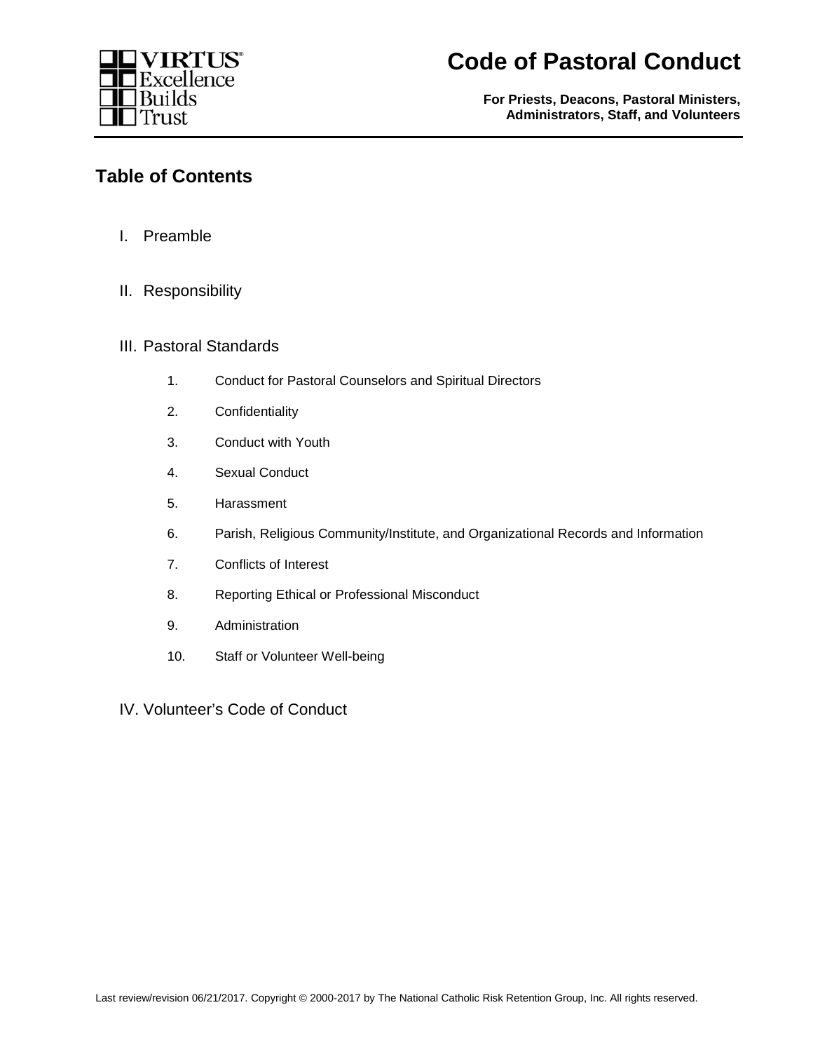VIRTUS® Excellence Builds Trust

# Code of Pastoral Conduct

**For Priests, Deacons, Pastoral Ministers, Administrators, Staff, and Volunteers**

## Table of Contents

I. Preamble

II. Responsibility

III. Pastoral Standards

1. Conduct for Pastoral Counselors and Spiritual Directors
2. Confidentiality
3. Conduct with Youth
4. Sexual Conduct
5. Harassment
6. Parish, Religious Community/Institute, and Organizational Records and Information
7. Conflicts of Interest
8. Reporting Ethical or Professional Misconduct
9. Administration
10. Staff or Volunteer Well-being

IV. Volunteer's Code of Conduct

Last review/revision 06/21/2017. Copyright © 2000-2017 by The National Catholic Risk Retention Group, Inc. All rights reserved.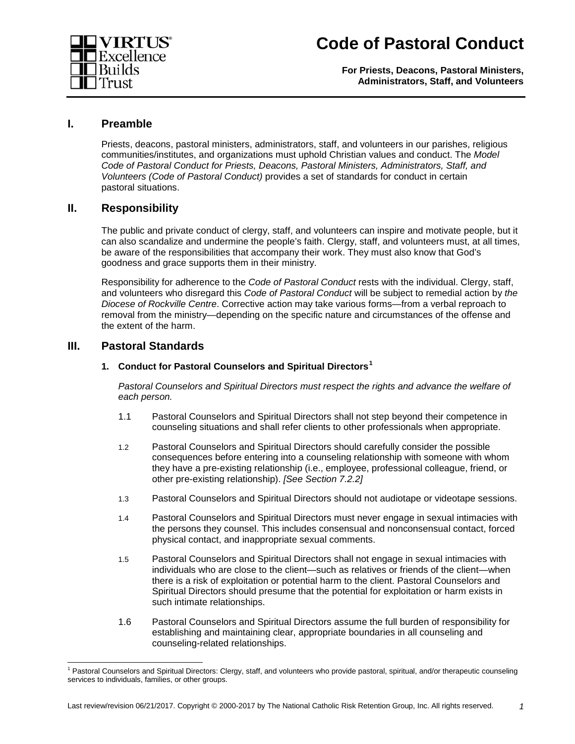# Code of Pastoral Conduct

**For Priests, Deacons, Pastoral Ministers, Administrators, Staff, and Volunteers**

## I. Preamble

Priests, deacons, pastoral ministers, administrators, staff, and volunteers in our parishes, religious communities/institutes, and organizations must uphold Christian values and conduct. The *Model Code of Pastoral Conduct for Priests, Deacons, Pastoral Ministers, Administrators, Staff, and Volunteers (Code of Pastoral Conduct)* provides a set of standards for conduct in certain pastoral situations.

## II. Responsibility

The public and private conduct of clergy, staff, and volunteers can inspire and motivate people, but it can also scandalize and undermine the people's faith. Clergy, staff, and volunteers must, at all times, be aware of the responsibilities that accompany their work. They must also know that God's goodness and grace supports them in their ministry.

Responsibility for adherence to the *Code of Pastoral Conduct* rests with the individual. Clergy, staff, and volunteers who disregard this *Code of Pastoral Conduct* will be subject to remedial action by *the Diocese of Rockville Centre*. Corrective action may take various forms—from a verbal reproach to removal from the ministry—depending on the specific nature and circumstances of the offense and the extent of the harm.

## III. Pastoral Standards

### 1. Conduct for Pastoral Counselors and Spiritual Directors[1]

*Pastoral Counselors and Spiritual Directors must respect the rights and advance the welfare of each person.*

1.1 Pastoral Counselors and Spiritual Directors shall not step beyond their competence in counseling situations and shall refer clients to other professionals when appropriate.

1.2 Pastoral Counselors and Spiritual Directors should carefully consider the possible consequences before entering into a counseling relationship with someone with whom they have a pre-existing relationship (i.e., employee, professional colleague, friend, or other pre-existing relationship). *[See Section 7.2.2]*

1.3 Pastoral Counselors and Spiritual Directors should not audiotape or videotape sessions.

1.4 Pastoral Counselors and Spiritual Directors must never engage in sexual intimacies with the persons they counsel. This includes consensual and nonconsensual contact, forced physical contact, and inappropriate sexual comments.

1.5 Pastoral Counselors and Spiritual Directors shall not engage in sexual intimacies with individuals who are close to the client—such as relatives or friends of the client—when there is a risk of exploitation or potential harm to the client. Pastoral Counselors and Spiritual Directors should presume that the potential for exploitation or harm exists in such intimate relationships.

1.6 Pastoral Counselors and Spiritual Directors assume the full burden of responsibility for establishing and maintaining clear, appropriate boundaries in all counseling and counseling-related relationships.

---

[1] Pastoral Counselors and Spiritual Directors: Clergy, staff, and volunteers who provide pastoral, spiritual, and/or therapeutic counseling services to individuals, families, or other groups.

Last review/revision 06/21/2017. Copyright © 2000-2017 by The National Catholic Risk Retention Group, Inc. All rights reserved.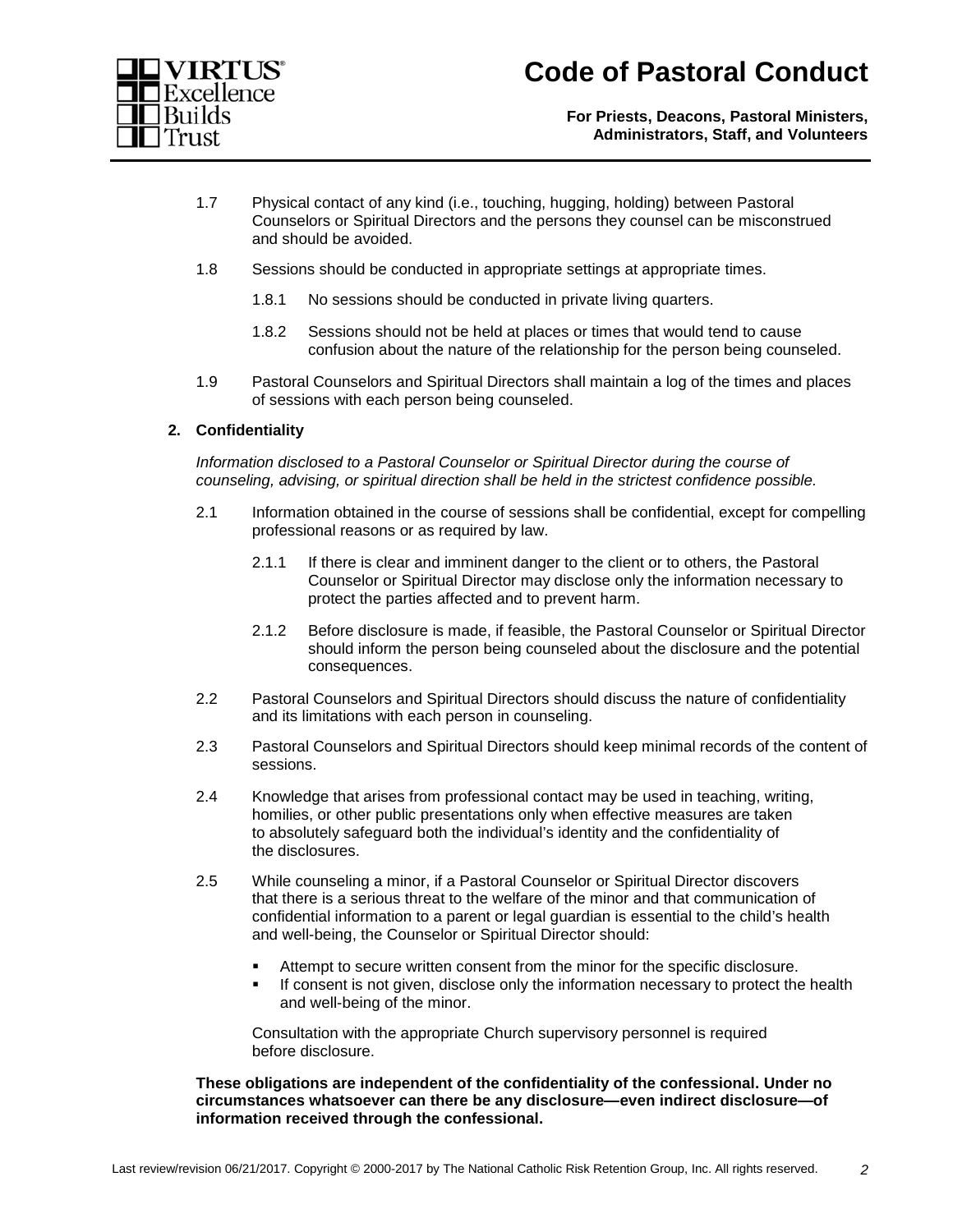1.7 Physical contact of any kind (i.e., touching, hugging, holding) between Pastoral Counselors or Spiritual Directors and the persons they counsel can be misconstrued and should be avoided.

1.8 Sessions should be conducted in appropriate settings at appropriate times.

1.8.1 No sessions should be conducted in private living quarters.

1.8.2 Sessions should not be held at places or times that would tend to cause confusion about the nature of the relationship for the person being counseled.

1.9 Pastoral Counselors and Spiritual Directors shall maintain a log of the times and places of sessions with each person being counseled.

**2. Confidentiality**

*Information disclosed to a Pastoral Counselor or Spiritual Director during the course of counseling, advising, or spiritual direction shall be held in the strictest confidence possible.*

2.1 Information obtained in the course of sessions shall be confidential, except for compelling professional reasons or as required by law.

2.1.1 If there is clear and imminent danger to the client or to others, the Pastoral Counselor or Spiritual Director may disclose only the information necessary to protect the parties affected and to prevent harm.

2.1.2 Before disclosure is made, if feasible, the Pastoral Counselor or Spiritual Director should inform the person being counseled about the disclosure and the potential consequences.

2.2 Pastoral Counselors and Spiritual Directors should discuss the nature of confidentiality and its limitations with each person in counseling.

2.3 Pastoral Counselors and Spiritual Directors should keep minimal records of the content of sessions.

2.4 Knowledge that arises from professional contact may be used in teaching, writing, homilies, or other public presentations only when effective measures are taken to absolutely safeguard both the individual's identity and the confidentiality of the disclosures.

2.5 While counseling a minor, if a Pastoral Counselor or Spiritual Director discovers that there is a serious threat to the welfare of the minor and that communication of confidential information to a parent or legal guardian is essential to the child's health and well-being, the Counselor or Spiritual Director should:

- Attempt to secure written consent from the minor for the specific disclosure.
- If consent is not given, disclose only the information necessary to protect the health and well-being of the minor.

Consultation with the appropriate Church supervisory personnel is required before disclosure.

**These obligations are independent of the confidentiality of the confessional. Under no circumstances whatsoever can there be any disclosure—even indirect disclosure—of information received through the confessional.**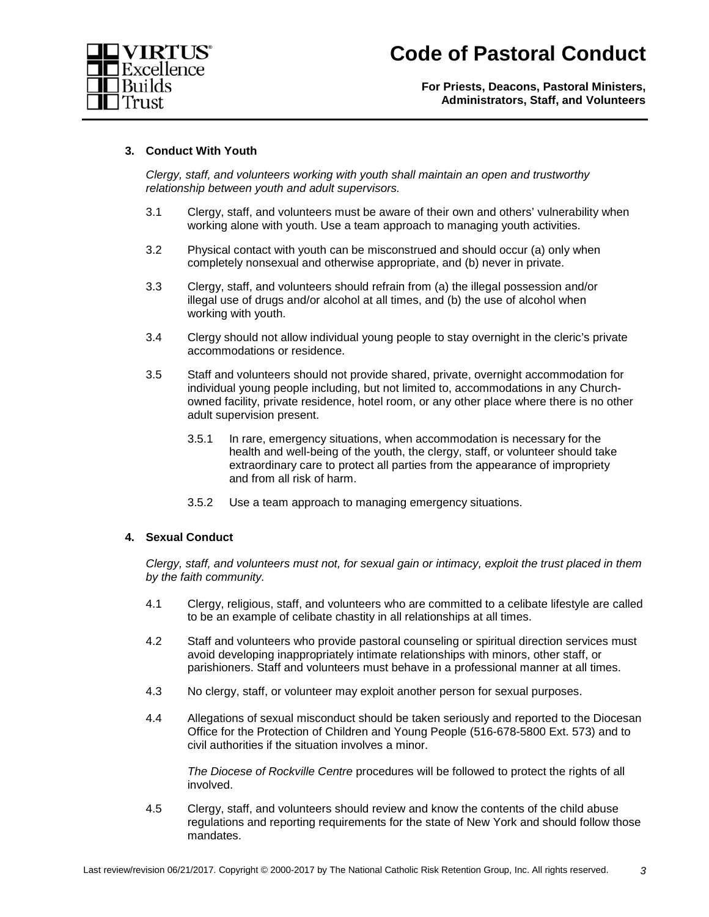### 3. Conduct With Youth

*Clergy, staff, and volunteers working with youth shall maintain an open and trustworthy relationship between youth and adult supervisors.*

3.1 Clergy, staff, and volunteers must be aware of their own and others' vulnerability when working alone with youth. Use a team approach to managing youth activities.

3.2 Physical contact with youth can be misconstrued and should occur (a) only when completely nonsexual and otherwise appropriate, and (b) never in private.

3.3 Clergy, staff, and volunteers should refrain from (a) the illegal possession and/or illegal use of drugs and/or alcohol at all times, and (b) the use of alcohol when working with youth.

3.4 Clergy should not allow individual young people to stay overnight in the cleric's private accommodations or residence.

3.5 Staff and volunteers should not provide shared, private, overnight accommodation for individual young people including, but not limited to, accommodations in any Church-owned facility, private residence, hotel room, or any other place where there is no other adult supervision present.

3.5.1 In rare, emergency situations, when accommodation is necessary for the health and well-being of the youth, the clergy, staff, or volunteer should take extraordinary care to protect all parties from the appearance of impropriety and from all risk of harm.

3.5.2 Use a team approach to managing emergency situations.

### 4. Sexual Conduct

*Clergy, staff, and volunteers must not, for sexual gain or intimacy, exploit the trust placed in them by the faith community.*

4.1 Clergy, religious, staff, and volunteers who are committed to a celibate lifestyle are called to be an example of celibate chastity in all relationships at all times.

4.2 Staff and volunteers who provide pastoral counseling or spiritual direction services must avoid developing inappropriately intimate relationships with minors, other staff, or parishioners. Staff and volunteers must behave in a professional manner at all times.

4.3 No clergy, staff, or volunteer may exploit another person for sexual purposes.

4.4 Allegations of sexual misconduct should be taken seriously and reported to the Diocesan Office for the Protection of Children and Young People (516-678-5800 Ext. 573) and to civil authorities if the situation involves a minor.

*The Diocese of Rockville Centre* procedures will be followed to protect the rights of all involved.

4.5 Clergy, staff, and volunteers should review and know the contents of the child abuse regulations and reporting requirements for the state of New York and should follow those mandates.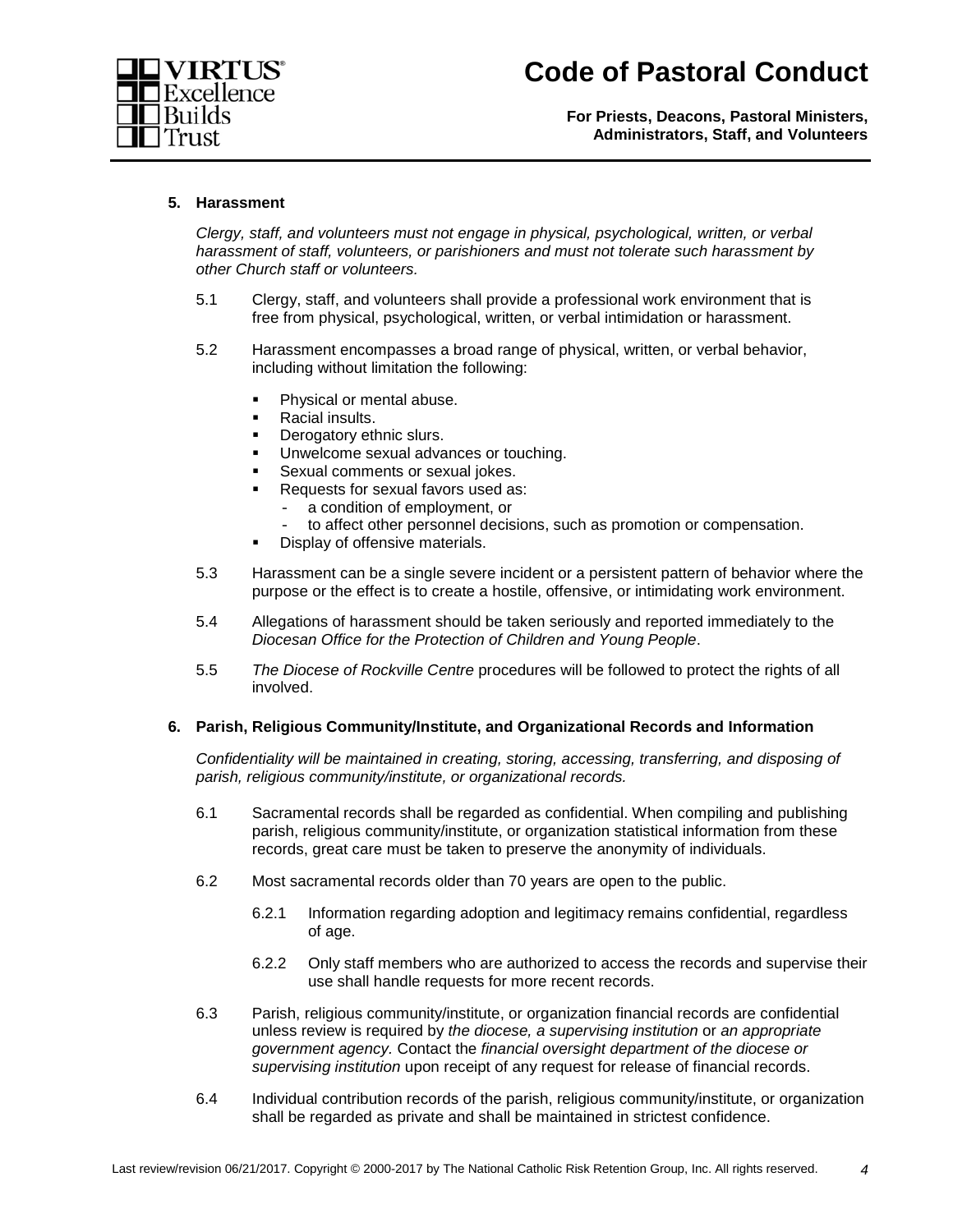**5. Harassment**

*Clergy, staff, and volunteers must not engage in physical, psychological, written, or verbal harassment of staff, volunteers, or parishioners and must not tolerate such harassment by other Church staff or volunteers.*

5.1 Clergy, staff, and volunteers shall provide a professional work environment that is free from physical, psychological, written, or verbal intimidation or harassment.

5.2 Harassment encompasses a broad range of physical, written, or verbal behavior, including without limitation the following:

- Physical or mental abuse.
- Racial insults.
- Derogatory ethnic slurs.
- Unwelcome sexual advances or touching.
- Sexual comments or sexual jokes.
- Requests for sexual favors used as:
  - a condition of employment, or
  - to affect other personnel decisions, such as promotion or compensation.
- Display of offensive materials.

5.3 Harassment can be a single severe incident or a persistent pattern of behavior where the purpose or the effect is to create a hostile, offensive, or intimidating work environment.

5.4 Allegations of harassment should be taken seriously and reported immediately to the *Diocesan Office for the Protection of Children and Young People*.

5.5 *The Diocese of Rockville Centre* procedures will be followed to protect the rights of all involved.

**6. Parish, Religious Community/Institute, and Organizational Records and Information**

*Confidentiality will be maintained in creating, storing, accessing, transferring, and disposing of parish, religious community/institute, or organizational records.*

6.1 Sacramental records shall be regarded as confidential. When compiling and publishing parish, religious community/institute, or organization statistical information from these records, great care must be taken to preserve the anonymity of individuals.

6.2 Most sacramental records older than 70 years are open to the public.

6.2.1 Information regarding adoption and legitimacy remains confidential, regardless of age.

6.2.2 Only staff members who are authorized to access the records and supervise their use shall handle requests for more recent records.

6.3 Parish, religious community/institute, or organization financial records are confidential unless review is required by *the diocese, a supervising institution* or *an appropriate government agency.* Contact the *financial oversight department of the diocese or supervising institution* upon receipt of any request for release of financial records.

6.4 Individual contribution records of the parish, religious community/institute, or organization shall be regarded as private and shall be maintained in strictest confidence.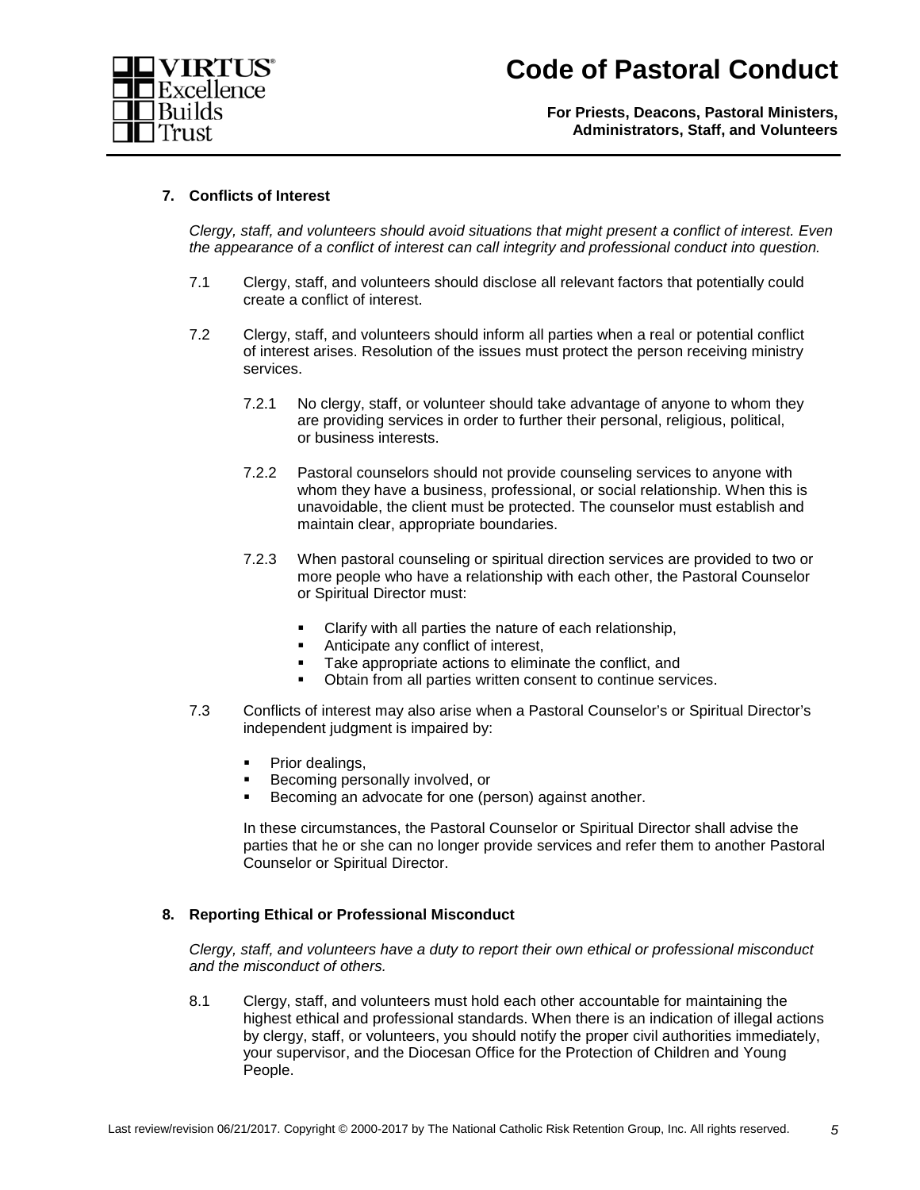## 7. Conflicts of Interest

*Clergy, staff, and volunteers should avoid situations that might present a conflict of interest. Even the appearance of a conflict of interest can call integrity and professional conduct into question.*

7.1 Clergy, staff, and volunteers should disclose all relevant factors that potentially could create a conflict of interest.

7.2 Clergy, staff, and volunteers should inform all parties when a real or potential conflict of interest arises. Resolution of the issues must protect the person receiving ministry services.

7.2.1 No clergy, staff, or volunteer should take advantage of anyone to whom they are providing services in order to further their personal, religious, political, or business interests.

7.2.2 Pastoral counselors should not provide counseling services to anyone with whom they have a business, professional, or social relationship. When this is unavoidable, the client must be protected. The counselor must establish and maintain clear, appropriate boundaries.

7.2.3 When pastoral counseling or spiritual direction services are provided to two or more people who have a relationship with each other, the Pastoral Counselor or Spiritual Director must:

- Clarify with all parties the nature of each relationship,
- Anticipate any conflict of interest,
- Take appropriate actions to eliminate the conflict, and
- Obtain from all parties written consent to continue services.

7.3 Conflicts of interest may also arise when a Pastoral Counselor's or Spiritual Director's independent judgment is impaired by:

- Prior dealings,
- Becoming personally involved, or
- Becoming an advocate for one (person) against another.

In these circumstances, the Pastoral Counselor or Spiritual Director shall advise the parties that he or she can no longer provide services and refer them to another Pastoral Counselor or Spiritual Director.

## 8. Reporting Ethical or Professional Misconduct

*Clergy, staff, and volunteers have a duty to report their own ethical or professional misconduct and the misconduct of others.*

8.1 Clergy, staff, and volunteers must hold each other accountable for maintaining the highest ethical and professional standards. When there is an indication of illegal actions by clergy, staff, or volunteers, you should notify the proper civil authorities immediately, your supervisor, and the Diocesan Office for the Protection of Children and Young People.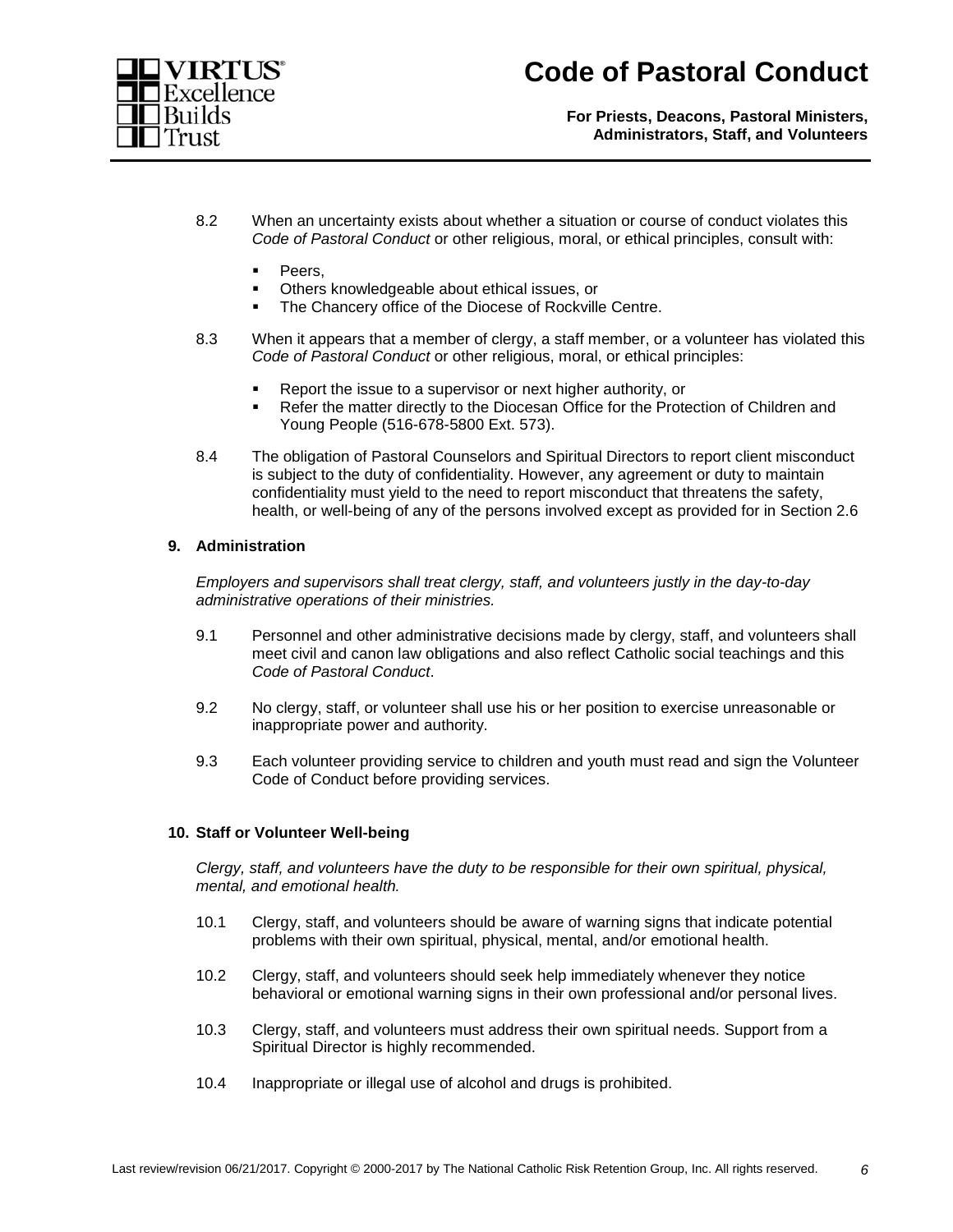8.2 When an uncertainty exists about whether a situation or course of conduct violates this *Code of Pastoral Conduct* or other religious, moral, or ethical principles, consult with:

- Peers,
- Others knowledgeable about ethical issues, or
- The Chancery office of the Diocese of Rockville Centre.

8.3 When it appears that a member of clergy, a staff member, or a volunteer has violated this *Code of Pastoral Conduct* or other religious, moral, or ethical principles:

- Report the issue to a supervisor or next higher authority, or
- Refer the matter directly to the Diocesan Office for the Protection of Children and Young People (516-678-5800 Ext. 573).

8.4 The obligation of Pastoral Counselors and Spiritual Directors to report client misconduct is subject to the duty of confidentiality. However, any agreement or duty to maintain confidentiality must yield to the need to report misconduct that threatens the safety, health, or well-being of any of the persons involved except as provided for in Section 2.6

## 9. Administration

*Employers and supervisors shall treat clergy, staff, and volunteers justly in the day-to-day administrative operations of their ministries.*

9.1 Personnel and other administrative decisions made by clergy, staff, and volunteers shall meet civil and canon law obligations and also reflect Catholic social teachings and this *Code of Pastoral Conduct*.

9.2 No clergy, staff, or volunteer shall use his or her position to exercise unreasonable or inappropriate power and authority.

9.3 Each volunteer providing service to children and youth must read and sign the Volunteer Code of Conduct before providing services.

## 10. Staff or Volunteer Well-being

*Clergy, staff, and volunteers have the duty to be responsible for their own spiritual, physical, mental, and emotional health.*

10.1 Clergy, staff, and volunteers should be aware of warning signs that indicate potential problems with their own spiritual, physical, mental, and/or emotional health.

10.2 Clergy, staff, and volunteers should seek help immediately whenever they notice behavioral or emotional warning signs in their own professional and/or personal lives.

10.3 Clergy, staff, and volunteers must address their own spiritual needs. Support from a Spiritual Director is highly recommended.

10.4 Inappropriate or illegal use of alcohol and drugs is prohibited.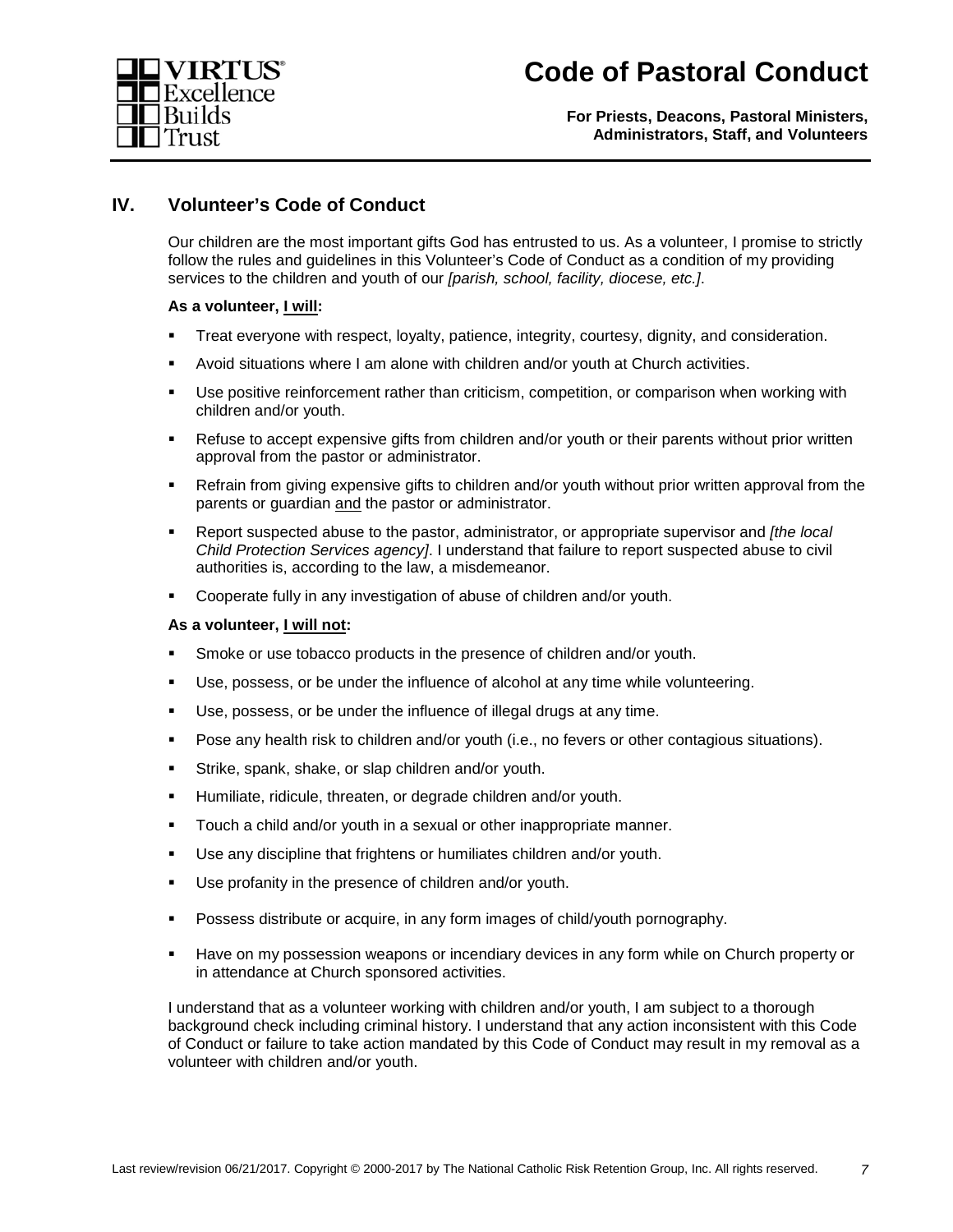## IV. Volunteer's Code of Conduct

Our children are the most important gifts God has entrusted to us. As a volunteer, I promise to strictly follow the rules and guidelines in this Volunteer's Code of Conduct as a condition of my providing services to the children and youth of our *[parish, school, facility, diocese, etc.]*.

**As a volunteer, <u>I will</u>:**

- Treat everyone with respect, loyalty, patience, integrity, courtesy, dignity, and consideration.
- Avoid situations where I am alone with children and/or youth at Church activities.
- Use positive reinforcement rather than criticism, competition, or comparison when working with children and/or youth.
- Refuse to accept expensive gifts from children and/or youth or their parents without prior written approval from the pastor or administrator.
- Refrain from giving expensive gifts to children and/or youth without prior written approval from the parents or guardian <u>and</u> the pastor or administrator.
- Report suspected abuse to the pastor, administrator, or appropriate supervisor and *[the local Child Protection Services agency]*. I understand that failure to report suspected abuse to civil authorities is, according to the law, a misdemeanor.
- Cooperate fully in any investigation of abuse of children and/or youth.

**As a volunteer, <u>I will not</u>:**

- Smoke or use tobacco products in the presence of children and/or youth.
- Use, possess, or be under the influence of alcohol at any time while volunteering.
- Use, possess, or be under the influence of illegal drugs at any time.
- Pose any health risk to children and/or youth (i.e., no fevers or other contagious situations).
- Strike, spank, shake, or slap children and/or youth.
- Humiliate, ridicule, threaten, or degrade children and/or youth.
- Touch a child and/or youth in a sexual or other inappropriate manner.
- Use any discipline that frightens or humiliates children and/or youth.
- Use profanity in the presence of children and/or youth.
- Possess distribute or acquire, in any form images of child/youth pornography.
- Have on my possession weapons or incendiary devices in any form while on Church property or in attendance at Church sponsored activities.

I understand that as a volunteer working with children and/or youth, I am subject to a thorough background check including criminal history. I understand that any action inconsistent with this Code of Conduct or failure to take action mandated by this Code of Conduct may result in my removal as a volunteer with children and/or youth.